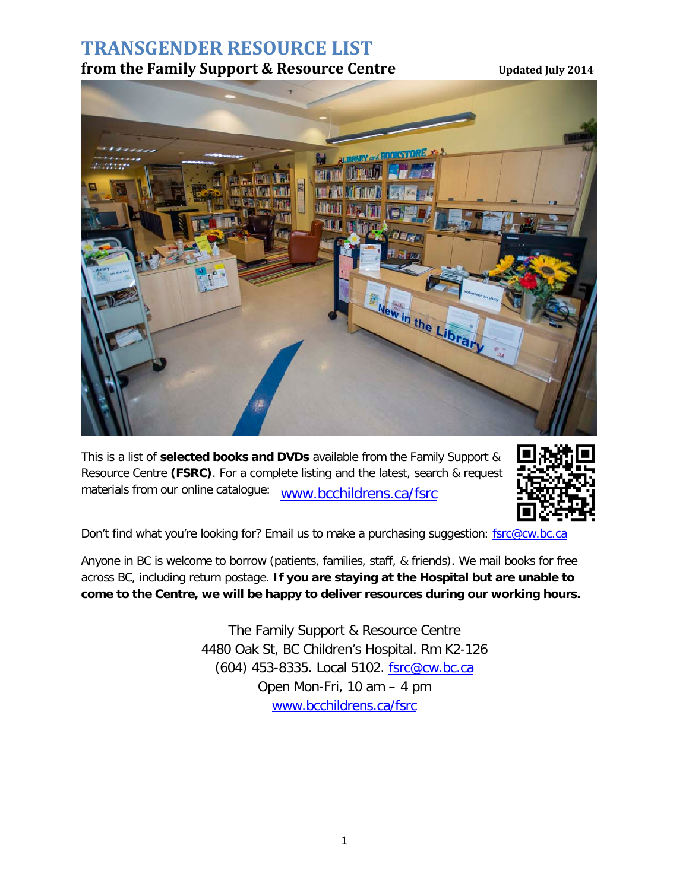# TRANSGENDER RESOURCE LIST

## from the Family Support & Resource Centre

**Updated July 2014**

This is a list of **selected books and DVDs** available from the Family Support & Resource Centre **(FSRC)**. For a complete listing and the latest, search & request materials from our online catalogue: www.bcchildrens.ca/fsrc

Don't find what you're looking for? Email us to make a purchasing suggestion: fsrc@cw.bc.ca

Anyone in BC is welcome to borrow (patients, families, staff, & friends). We mail books for free across BC, including return postage. **If you are staying at the Hospital but are unable to come to the Centre, we will be happy to deliver resources during our working hours.**

The Family Support & Resource Centre
4480 Oak St, BC Children's Hospital. Rm K2-126
(604) 453-8335. Local 5102. fsrc@cw.bc.ca
Open Mon-Fri, 10 am – 4 pm
www.bcchildrens.ca/fsrc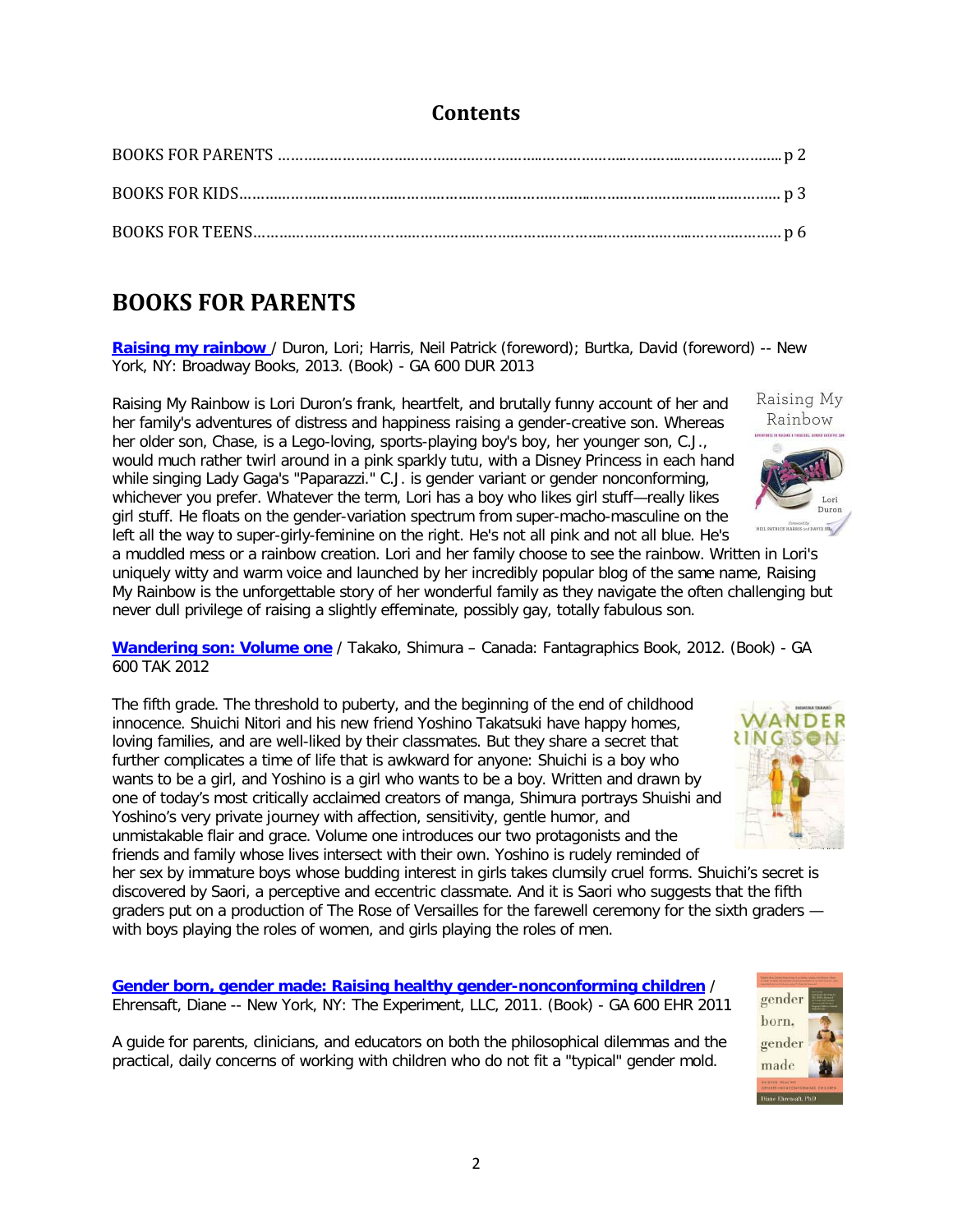## Contents

BOOKS FOR PARENTS ........................................................................................................ p 2

BOOKS FOR KIDS............................................................................................................... p 3

BOOKS FOR TEENS............................................................................................................ p 6

# BOOKS FOR PARENTS

**Raising my rainbow** / Duron, Lori; Harris, Neil Patrick (foreword); Burtka, David (foreword) -- New York, NY: Broadway Books, 2013. (Book) - GA 600 DUR 2013

Raising My Rainbow is Lori Duron's frank, heartfelt, and brutally funny account of her and her family's adventures of distress and happiness raising a gender-creative son. Whereas her older son, Chase, is a Lego-loving, sports-playing boy's boy, her younger son, C.J., would much rather twirl around in a pink sparkly tutu, with a Disney Princess in each hand while singing Lady Gaga's "Paparazzi." C.J. is gender variant or gender nonconforming, whichever you prefer. Whatever the term, Lori has a boy who likes girl stuff—really likes girl stuff. He floats on the gender-variation spectrum from super-macho-masculine on the left all the way to super-girly-feminine on the right. He's not all pink and not all blue. He's a muddled mess or a rainbow creation. Lori and her family choose to see the rainbow. Written in Lori's uniquely witty and warm voice and launched by her incredibly popular blog of the same name, Raising My Rainbow is the unforgettable story of her wonderful family as they navigate the often challenging but never dull privilege of raising a slightly effeminate, possibly gay, totally fabulous son.

**Wandering son: Volume one** / Takako, Shimura – Canada: Fantagraphics Book, 2012. (Book) - GA 600 TAK 2012

The fifth grade. The threshold to puberty, and the beginning of the end of childhood innocence. Shuichi Nitori and his new friend Yoshino Takatsuki have happy homes, loving families, and are well-liked by their classmates. But they share a secret that further complicates a time of life that is awkward for anyone: Shuichi is a boy who wants to be a girl, and Yoshino is a girl who wants to be a boy. Written and drawn by one of today's most critically acclaimed creators of manga, Shimura portrays Shuishi and Yoshino's very private journey with affection, sensitivity, gentle humor, and unmistakable flair and grace. Volume one introduces our two protagonists and the friends and family whose lives intersect with their own. Yoshino is rudely reminded of her sex by immature boys whose budding interest in girls takes clumsily cruel forms. Shuichi's secret is discovered by Saori, a perceptive and eccentric classmate. And it is Saori who suggests that the fifth graders put on a production of The Rose of Versailles for the farewell ceremony for the sixth graders — with boys playing the roles of women, and girls playing the roles of men.

**Gender born, gender made: Raising healthy gender-nonconforming children** / Ehrensaft, Diane -- New York, NY: The Experiment, LLC, 2011. (Book) - GA 600 EHR 2011

A guide for parents, clinicians, and educators on both the philosophical dilemmas and the practical, daily concerns of working with children who do not fit a "typical" gender mold.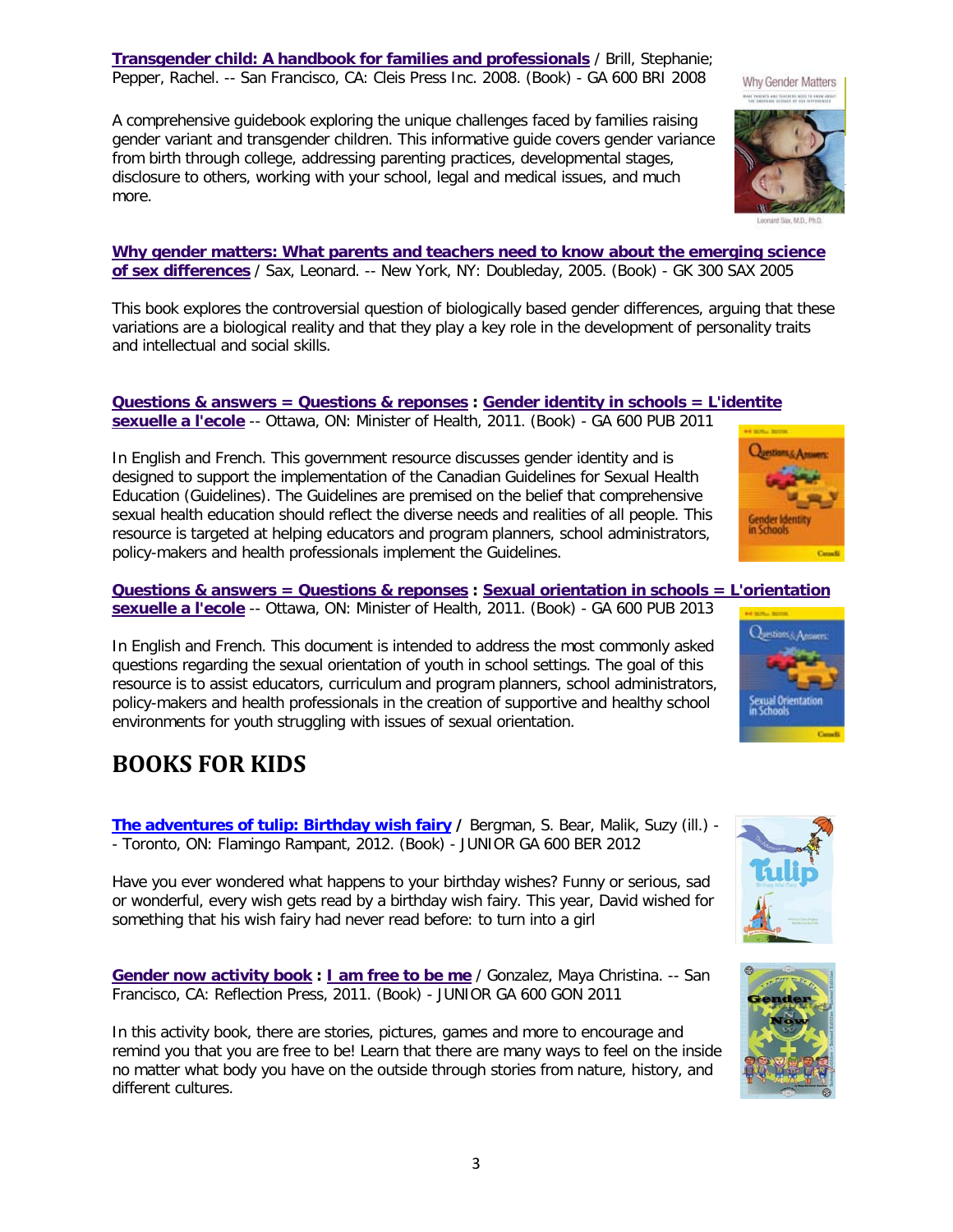**Transgender child: A handbook for families and professionals** / Brill, Stephanie; Pepper, Rachel. -- San Francisco, CA: Cleis Press Inc. 2008. (Book) - GA 600 BRI 2008

A comprehensive guidebook exploring the unique challenges faced by families raising gender variant and transgender children. This informative guide covers gender variance from birth through college, addressing parenting practices, developmental stages, disclosure to others, working with your school, legal and medical issues, and much more.

**Why gender matters: What parents and teachers need to know about the emerging science of sex differences** / Sax, Leonard. -- New York, NY: Doubleday, 2005. (Book) - GK 300 SAX 2005

This book explores the controversial question of biologically based gender differences, arguing that these variations are a biological reality and that they play a key role in the development of personality traits and intellectual and social skills.

**Questions & answers = Questions & reponses : Gender identity in schools = L'identite sexuelle a l'ecole** -- Ottawa, ON: Minister of Health, 2011. (Book) - GA 600 PUB 2011

In English and French. This government resource discusses gender identity and is designed to support the implementation of the Canadian Guidelines for Sexual Health Education (Guidelines). The Guidelines are premised on the belief that comprehensive sexual health education should reflect the diverse needs and realities of all people. This resource is targeted at helping educators and program planners, school administrators, policy-makers and health professionals implement the Guidelines.

**Questions & answers = Questions & reponses : Sexual orientation in schools = L'orientation sexuelle a l'ecole** -- Ottawa, ON: Minister of Health, 2011. (Book) - GA 600 PUB 2013

In English and French. This document is intended to address the most commonly asked questions regarding the sexual orientation of youth in school settings. The goal of this resource is to assist educators, curriculum and program planners, school administrators, policy-makers and health professionals in the creation of supportive and healthy school environments for youth struggling with issues of sexual orientation.

# BOOKS FOR KIDS

**The adventures of tulip: Birthday wish fairy** / Bergman, S. Bear, Malik, Suzy (ill.) -- Toronto, ON: Flamingo Rampant, 2012. (Book) - JUNIOR GA 600 BER 2012

Have you ever wondered what happens to your birthday wishes? Funny or serious, sad or wonderful, every wish gets read by a birthday wish fairy. This year, David wished for something that his wish fairy had never read before: to turn into a girl

**Gender now activity book : I am free to be me** / Gonzalez, Maya Christina. -- San Francisco, CA: Reflection Press, 2011. (Book) - JUNIOR GA 600 GON 2011

In this activity book, there are stories, pictures, games and more to encourage and remind you that you are free to be! Learn that there are many ways to feel on the inside no matter what body you have on the outside through stories from nature, history, and different cultures.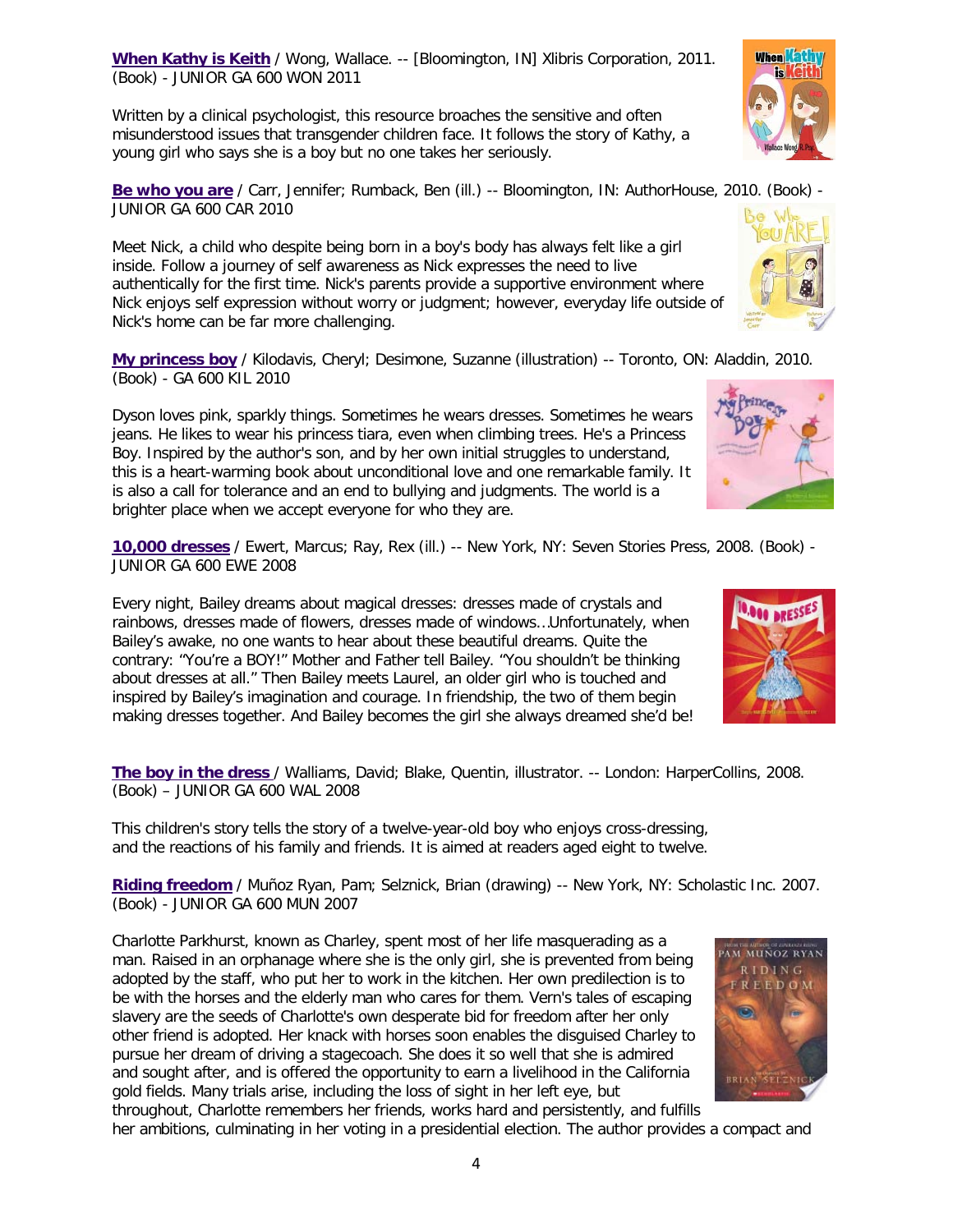**When Kathy is Keith** / Wong, Wallace. -- [Bloomington, IN] Xlibris Corporation, 2011. (Book) - JUNIOR GA 600 WON 2011

Written by a clinical psychologist, this resource broaches the sensitive and often misunderstood issues that transgender children face. It follows the story of Kathy, a young girl who says she is a boy but no one takes her seriously.

**Be who you are** / Carr, Jennifer; Rumback, Ben (ill.) -- Bloomington, IN: AuthorHouse, 2010. (Book) - JUNIOR GA 600 CAR 2010

Meet Nick, a child who despite being born in a boy's body has always felt like a girl inside. Follow a journey of self awareness as Nick expresses the need to live authentically for the first time. Nick's parents provide a supportive environment where Nick enjoys self expression without worry or judgment; however, everyday life outside of Nick's home can be far more challenging.

**My princess boy** / Kilodavis, Cheryl; Desimone, Suzanne (illustration) -- Toronto, ON: Aladdin, 2010. (Book) - GA 600 KIL 2010

Dyson loves pink, sparkly things. Sometimes he wears dresses. Sometimes he wears jeans. He likes to wear his princess tiara, even when climbing trees. He's a Princess Boy. Inspired by the author's son, and by her own initial struggles to understand, this is a heart-warming book about unconditional love and one remarkable family. It is also a call for tolerance and an end to bullying and judgments. The world is a brighter place when we accept everyone for who they are.

**10,000 dresses** / Ewert, Marcus; Ray, Rex (ill.) -- New York, NY: Seven Stories Press, 2008. (Book) - JUNIOR GA 600 EWE 2008

Every night, Bailey dreams about magical dresses: dresses made of crystals and rainbows, dresses made of flowers, dresses made of windows...Unfortunately, when Bailey's awake, no one wants to hear about these beautiful dreams. Quite the contrary: "You're a BOY!" Mother and Father tell Bailey. "You shouldn't be thinking about dresses at all." Then Bailey meets Laurel, an older girl who is touched and inspired by Bailey's imagination and courage. In friendship, the two of them begin making dresses together. And Bailey becomes the girl she always dreamed she'd be!

**The boy in the dress** / Walliams, David; Blake, Quentin, illustrator. -- London: HarperCollins, 2008. (Book) – JUNIOR GA 600 WAL 2008

This children's story tells the story of a twelve-year-old boy who enjoys cross-dressing, and the reactions of his family and friends. It is aimed at readers aged eight to twelve.

**Riding freedom** / Muñoz Ryan, Pam; Selznick, Brian (drawing) -- New York, NY: Scholastic Inc. 2007. (Book) - JUNIOR GA 600 MUN 2007

Charlotte Parkhurst, known as Charley, spent most of her life masquerading as a man. Raised in an orphanage where she is the only girl, she is prevented from being adopted by the staff, who put her to work in the kitchen. Her own predilection is to be with the horses and the elderly man who cares for them. Vern's tales of escaping slavery are the seeds of Charlotte's own desperate bid for freedom after her only other friend is adopted. Her knack with horses soon enables the disguised Charley to pursue her dream of driving a stagecoach. She does it so well that she is admired and sought after, and is offered the opportunity to earn a livelihood in the California gold fields. Many trials arise, including the loss of sight in her left eye, but throughout, Charlotte remembers her friends, works hard and persistently, and fulfills her ambitions, culminating in her voting in a presidential election. The author provides a compact and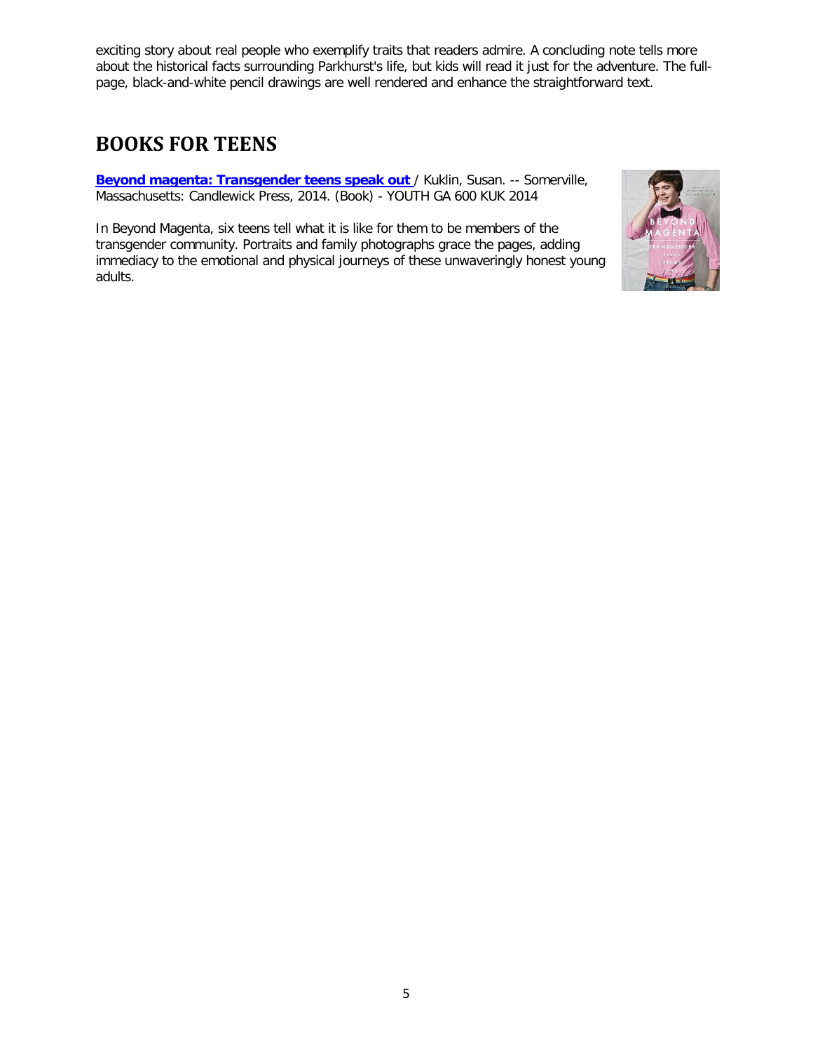exciting story about real people who exemplify traits that readers admire. A concluding note tells more about the historical facts surrounding Parkhurst's life, but kids will read it just for the adventure. The full-page, black-and-white pencil drawings are well rendered and enhance the straightforward text.

## BOOKS FOR TEENS

**Beyond magenta: Transgender teens speak out** / Kuklin, Susan. -- Somerville, Massachusetts: Candlewick Press, 2014. (Book) - YOUTH GA 600 KUK 2014

In Beyond Magenta, six teens tell what it is like for them to be members of the transgender community. Portraits and family photographs grace the pages, adding immediacy to the emotional and physical journeys of these unwaveringly honest young adults.